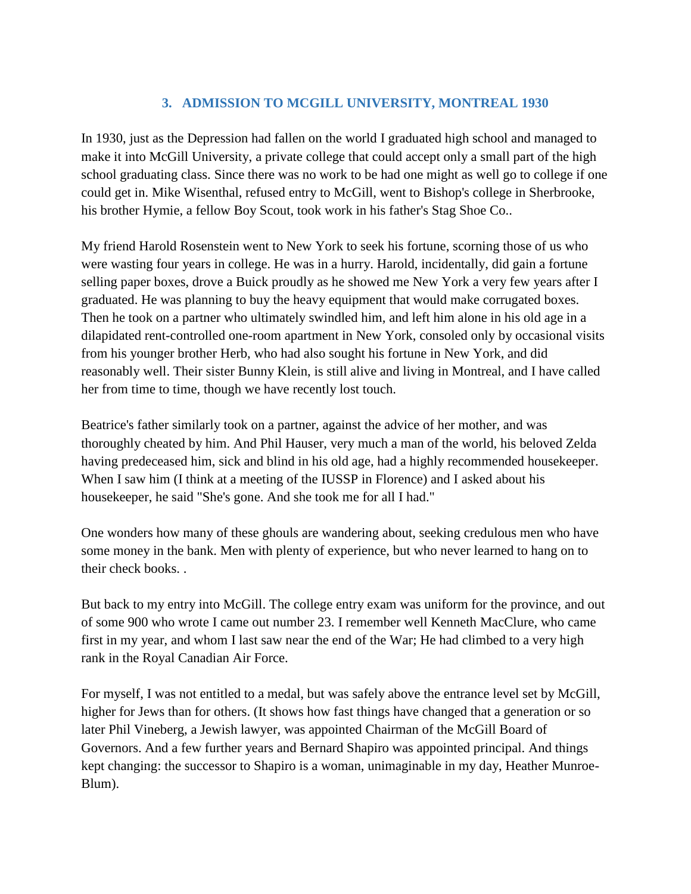### 3. ADMISSION TO MCGILL UNIVERSITY, MONTREAL 1930

In 1930, just as the Depression had fallen on the world I graduated high school and managed to make it into McGill University, a private college that could accept only a small part of the high school graduating class. Since there was no work to be had one might as well go to college if one could get in. Mike Wisenthal, refused entry to McGill, went to Bishop's college in Sherbrooke, his brother Hymie, a fellow Boy Scout, took work in his father's Stag Shoe Co..

My friend Harold Rosenstein went to New York to seek his fortune, scorning those of us who were wasting four years in college. He was in a hurry. Harold, incidentally, did gain a fortune selling paper boxes, drove a Buick proudly as he showed me New York a very few years after I graduated. He was planning to buy the heavy equipment that would make corrugated boxes. Then he took on a partner who ultimately swindled him, and left him alone in his old age in a dilapidated rent-controlled one-room apartment in New York, consoled only by occasional visits from his younger brother Herb, who had also sought his fortune in New York, and did reasonably well. Their sister Bunny Klein, is still alive and living in Montreal, and I have called her from time to time, though we have recently lost touch.

Beatrice's father similarly took on a partner, against the advice of her mother, and was thoroughly cheated by him. And Phil Hauser, very much a man of the world, his beloved Zelda having predeceased him, sick and blind in his old age, had a highly recommended housekeeper. When I saw him (I think at a meeting of the IUSSP in Florence) and I asked about his housekeeper, he said "She's gone. And she took me for all I had."

One wonders how many of these ghouls are wandering about, seeking credulous men who have some money in the bank. Men with plenty of experience, but who never learned to hang on to their check books. .

But back to my entry into McGill. The college entry exam was uniform for the province, and out of some 900 who wrote I came out number 23. I remember well Kenneth MacClure, who came first in my year, and whom I last saw near the end of the War; He had climbed to a very high rank in the Royal Canadian Air Force.

For myself, I was not entitled to a medal, but was safely above the entrance level set by McGill, higher for Jews than for others. (It shows how fast things have changed that a generation or so later Phil Vineberg, a Jewish lawyer, was appointed Chairman of the McGill Board of Governors. And a few further years and Bernard Shapiro was appointed principal. And things kept changing: the successor to Shapiro is a woman, unimaginable in my day, Heather Munroe-Blum).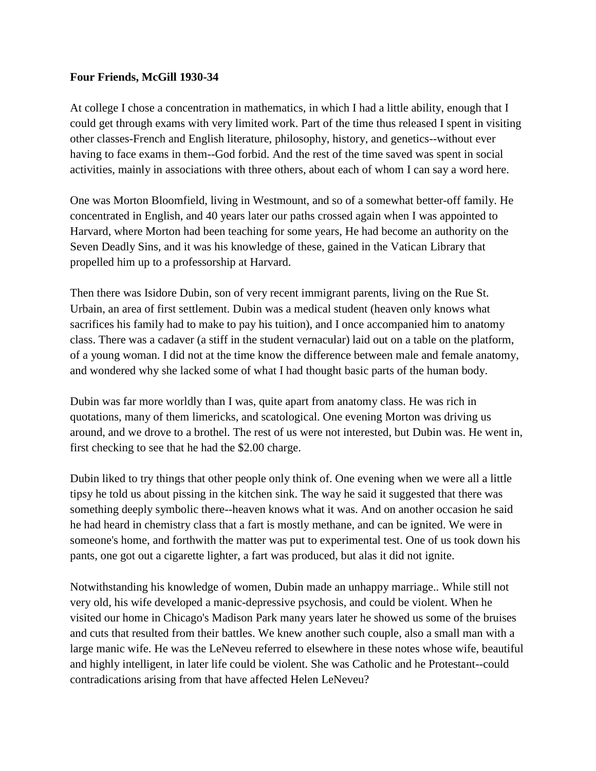**Four Friends, McGill 1930-34**

At college I chose a concentration in mathematics, in which I had a little ability, enough that I could get through exams with very limited work. Part of the time thus released I spent in visiting other classes-French and English literature, philosophy, history, and genetics--without ever having to face exams in them--God forbid. And the rest of the time saved was spent in social activities, mainly in associations with three others, about each of whom I can say a word here.

One was Morton Bloomfield, living in Westmount, and so of a somewhat better-off family. He concentrated in English, and 40 years later our paths crossed again when I was appointed to Harvard, where Morton had been teaching for some years, He had become an authority on the Seven Deadly Sins, and it was his knowledge of these, gained in the Vatican Library that propelled him up to a professorship at Harvard.

Then there was Isidore Dubin, son of very recent immigrant parents, living on the Rue St. Urbain, an area of first settlement. Dubin was a medical student (heaven only knows what sacrifices his family had to make to pay his tuition), and I once accompanied him to anatomy class. There was a cadaver (a stiff in the student vernacular) laid out on a table on the platform, of a young woman. I did not at the time know the difference between male and female anatomy, and wondered why she lacked some of what I had thought basic parts of the human body.

Dubin was far more worldly than I was, quite apart from anatomy class. He was rich in quotations, many of them limericks, and scatological. One evening Morton was driving us around, and we drove to a brothel. The rest of us were not interested, but Dubin was. He went in, first checking to see that he had the $2.00 charge.

Dubin liked to try things that other people only think of. One evening when we were all a little tipsy he told us about pissing in the kitchen sink. The way he said it suggested that there was something deeply symbolic there--heaven knows what it was. And on another occasion he said he had heard in chemistry class that a fart is mostly methane, and can be ignited. We were in someone's home, and forthwith the matter was put to experimental test. One of us took down his pants, one got out a cigarette lighter, a fart was produced, but alas it did not ignite.

Notwithstanding his knowledge of women, Dubin made an unhappy marriage.. While still not very old, his wife developed a manic-depressive psychosis, and could be violent. When he visited our home in Chicago's Madison Park many years later he showed us some of the bruises and cuts that resulted from their battles. We knew another such couple, also a small man with a large manic wife. He was the LeNeveu referred to elsewhere in these notes whose wife, beautiful and highly intelligent, in later life could be violent. She was Catholic and he Protestant--could contradications arising from that have affected Helen LeNeveu?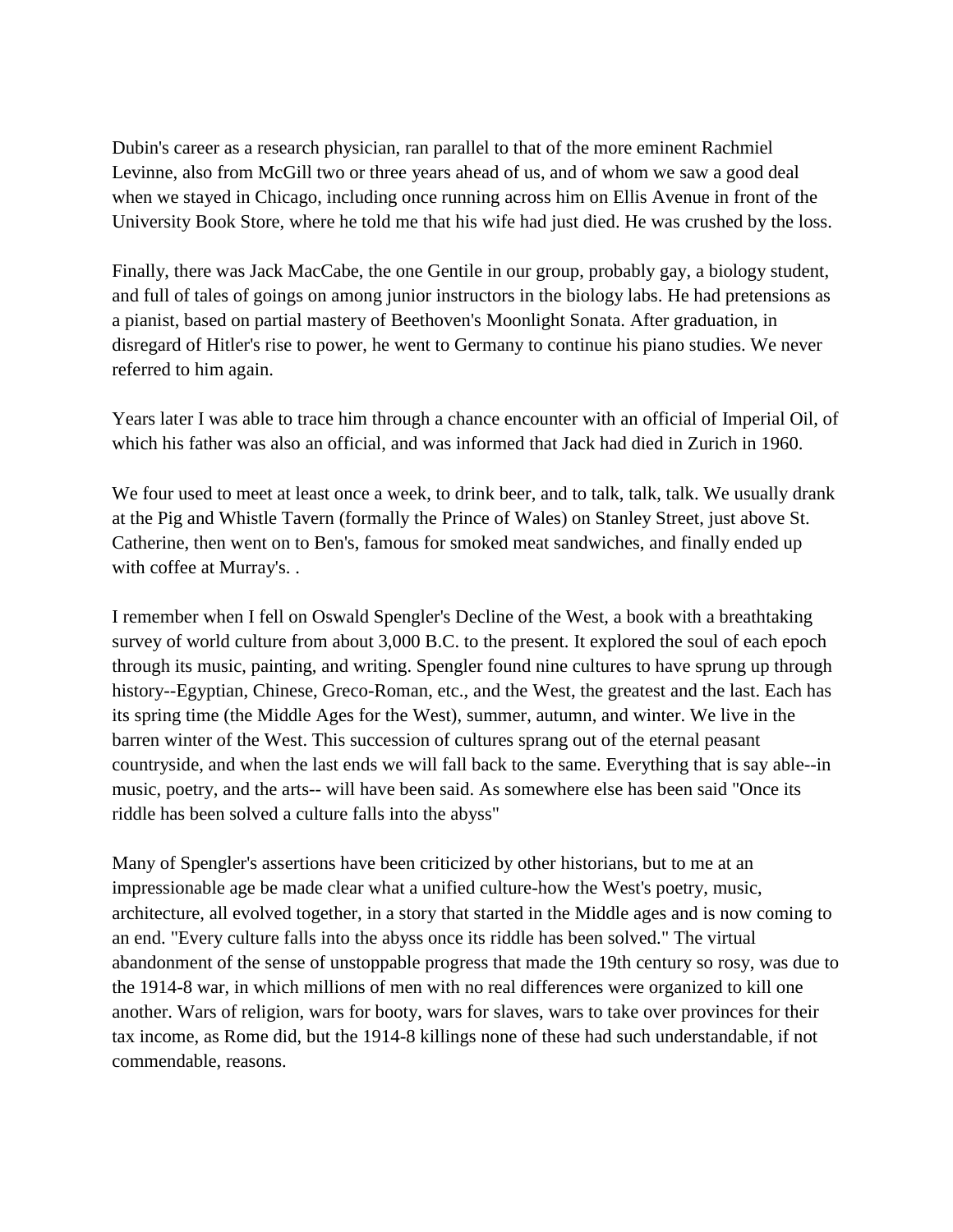Dubin's career as a research physician, ran parallel to that of the more eminent Rachmiel Levinne, also from McGill two or three years ahead of us, and of whom we saw a good deal when we stayed in Chicago, including once running across him on Ellis Avenue in front of the University Book Store, where he told me that his wife had just died. He was crushed by the loss.

Finally, there was Jack MacCabe, the one Gentile in our group, probably gay, a biology student, and full of tales of goings on among junior instructors in the biology labs. He had pretensions as a pianist, based on partial mastery of Beethoven's Moonlight Sonata. After graduation, in disregard of Hitler's rise to power, he went to Germany to continue his piano studies. We never referred to him again.

Years later I was able to trace him through a chance encounter with an official of Imperial Oil, of which his father was also an official, and was informed that Jack had died in Zurich in 1960.

We four used to meet at least once a week, to drink beer, and to talk, talk, talk. We usually drank at the Pig and Whistle Tavern (formally the Prince of Wales) on Stanley Street, just above St. Catherine, then went on to Ben's, famous for smoked meat sandwiches, and finally ended up with coffee at Murray's. .

I remember when I fell on Oswald Spengler's Decline of the West, a book with a breathtaking survey of world culture from about 3,000 B.C. to the present. It explored the soul of each epoch through its music, painting, and writing. Spengler found nine cultures to have sprung up through history--Egyptian, Chinese, Greco-Roman, etc., and the West, the greatest and the last. Each has its spring time (the Middle Ages for the West), summer, autumn, and winter. We live in the barren winter of the West. This succession of cultures sprang out of the eternal peasant countryside, and when the last ends we will fall back to the same. Everything that is say able--in music, poetry, and the arts-- will have been said. As somewhere else has been said "Once its riddle has been solved a culture falls into the abyss"

Many of Spengler's assertions have been criticized by other historians, but to me at an impressionable age be made clear what a unified culture-how the West's poetry, music, architecture, all evolved together, in a story that started in the Middle ages and is now coming to an end. "Every culture falls into the abyss once its riddle has been solved." The virtual abandonment of the sense of unstoppable progress that made the 19th century so rosy, was due to the 1914-8 war, in which millions of men with no real differences were organized to kill one another. Wars of religion, wars for booty, wars for slaves, wars to take over provinces for their tax income, as Rome did, but the 1914-8 killings none of these had such understandable, if not commendable, reasons.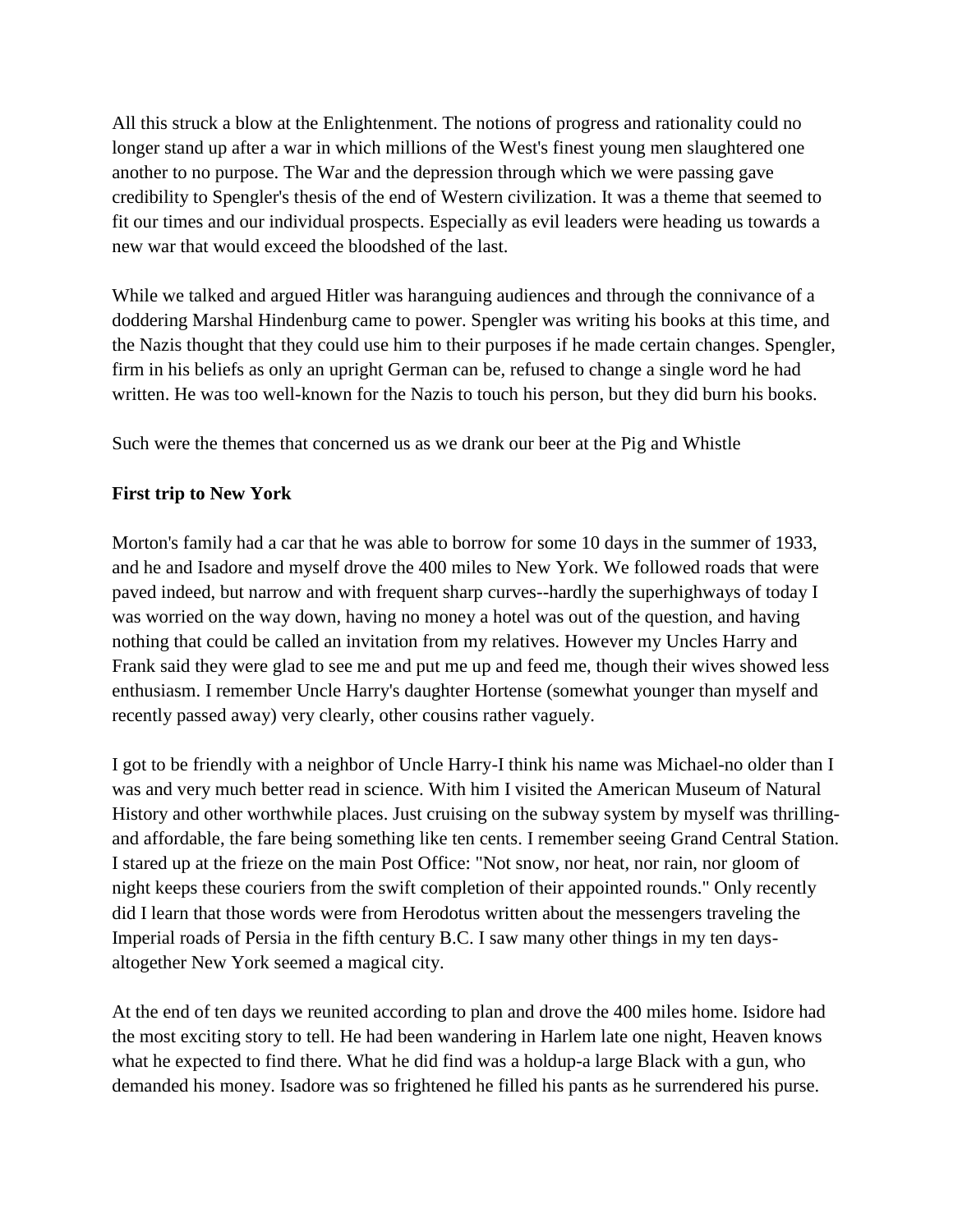All this struck a blow at the Enlightenment. The notions of progress and rationality could no longer stand up after a war in which millions of the West's finest young men slaughtered one another to no purpose. The War and the depression through which we were passing gave credibility to Spengler's thesis of the end of Western civilization. It was a theme that seemed to fit our times and our individual prospects. Especially as evil leaders were heading us towards a new war that would exceed the bloodshed of the last.

While we talked and argued Hitler was haranguing audiences and through the connivance of a doddering Marshal Hindenburg came to power. Spengler was writing his books at this time, and the Nazis thought that they could use him to their purposes if he made certain changes. Spengler, firm in his beliefs as only an upright German can be, refused to change a single word he had written. He was too well-known for the Nazis to touch his person, but they did burn his books.

Such were the themes that concerned us as we drank our beer at the Pig and Whistle

**First trip to New York**

Morton's family had a car that he was able to borrow for some 10 days in the summer of 1933, and he and Isadore and myself drove the 400 miles to New York. We followed roads that were paved indeed, but narrow and with frequent sharp curves--hardly the superhighways of today I was worried on the way down, having no money a hotel was out of the question, and having nothing that could be called an invitation from my relatives. However my Uncles Harry and Frank said they were glad to see me and put me up and feed me, though their wives showed less enthusiasm. I remember Uncle Harry's daughter Hortense (somewhat younger than myself and recently passed away) very clearly, other cousins rather vaguely.

I got to be friendly with a neighbor of Uncle Harry-I think his name was Michael-no older than I was and very much better read in science. With him I visited the American Museum of Natural History and other worthwhile places. Just cruising on the subway system by myself was thrilling-and affordable, the fare being something like ten cents. I remember seeing Grand Central Station. I stared up at the frieze on the main Post Office: "Not snow, nor heat, nor rain, nor gloom of night keeps these couriers from the swift completion of their appointed rounds." Only recently did I learn that those words were from Herodotus written about the messengers traveling the Imperial roads of Persia in the fifth century B.C. I saw many other things in my ten days-altogether New York seemed a magical city.

At the end of ten days we reunited according to plan and drove the 400 miles home. Isidore had the most exciting story to tell. He had been wandering in Harlem late one night, Heaven knows what he expected to find there. What he did find was a holdup-a large Black with a gun, who demanded his money. Isadore was so frightened he filled his pants as he surrendered his purse.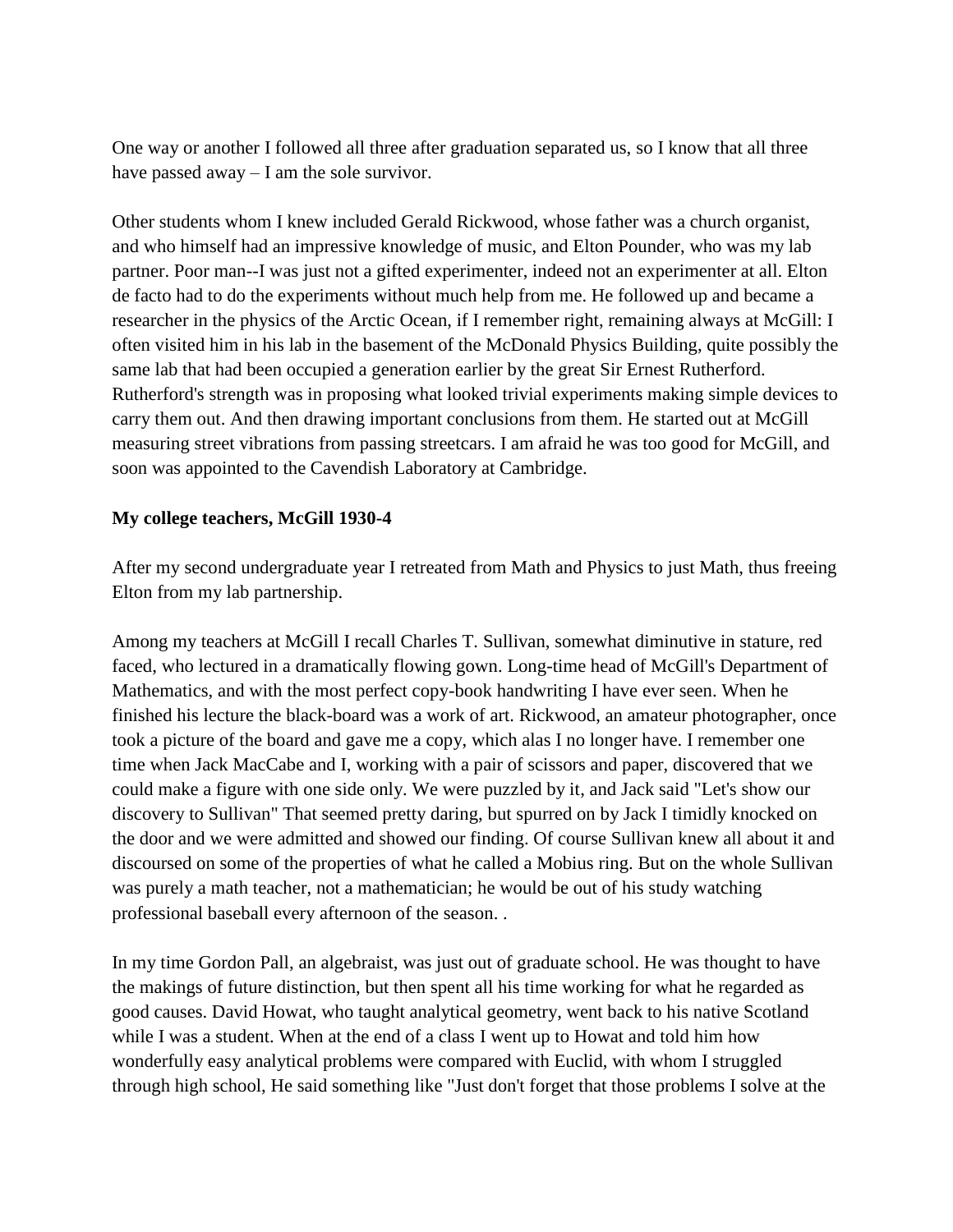One way or another I followed all three after graduation separated us, so I know that all three have passed away – I am the sole survivor.

Other students whom I knew included Gerald Rickwood, whose father was a church organist, and who himself had an impressive knowledge of music, and Elton Pounder, who was my lab partner. Poor man--I was just not a gifted experimenter, indeed not an experimenter at all. Elton de facto had to do the experiments without much help from me. He followed up and became a researcher in the physics of the Arctic Ocean, if I remember right, remaining always at McGill: I often visited him in his lab in the basement of the McDonald Physics Building, quite possibly the same lab that had been occupied a generation earlier by the great Sir Ernest Rutherford. Rutherford's strength was in proposing what looked trivial experiments making simple devices to carry them out. And then drawing important conclusions from them. He started out at McGill measuring street vibrations from passing streetcars. I am afraid he was too good for McGill, and soon was appointed to the Cavendish Laboratory at Cambridge.

**My college teachers, McGill 1930-4**

After my second undergraduate year I retreated from Math and Physics to just Math, thus freeing Elton from my lab partnership.

Among my teachers at McGill I recall Charles T. Sullivan, somewhat diminutive in stature, red faced, who lectured in a dramatically flowing gown. Long-time head of McGill's Department of Mathematics, and with the most perfect copy-book handwriting I have ever seen. When he finished his lecture the black-board was a work of art. Rickwood, an amateur photographer, once took a picture of the board and gave me a copy, which alas I no longer have. I remember one time when Jack MacCabe and I, working with a pair of scissors and paper, discovered that we could make a figure with one side only. We were puzzled by it, and Jack said "Let's show our discovery to Sullivan" That seemed pretty daring, but spurred on by Jack I timidly knocked on the door and we were admitted and showed our finding. Of course Sullivan knew all about it and discoursed on some of the properties of what he called a Mobius ring. But on the whole Sullivan was purely a math teacher, not a mathematician; he would be out of his study watching professional baseball every afternoon of the season. .

In my time Gordon Pall, an algebraist, was just out of graduate school. He was thought to have the makings of future distinction, but then spent all his time working for what he regarded as good causes. David Howat, who taught analytical geometry, went back to his native Scotland while I was a student. When at the end of a class I went up to Howat and told him how wonderfully easy analytical problems were compared with Euclid, with whom I struggled through high school, He said something like "Just don't forget that those problems I solve at the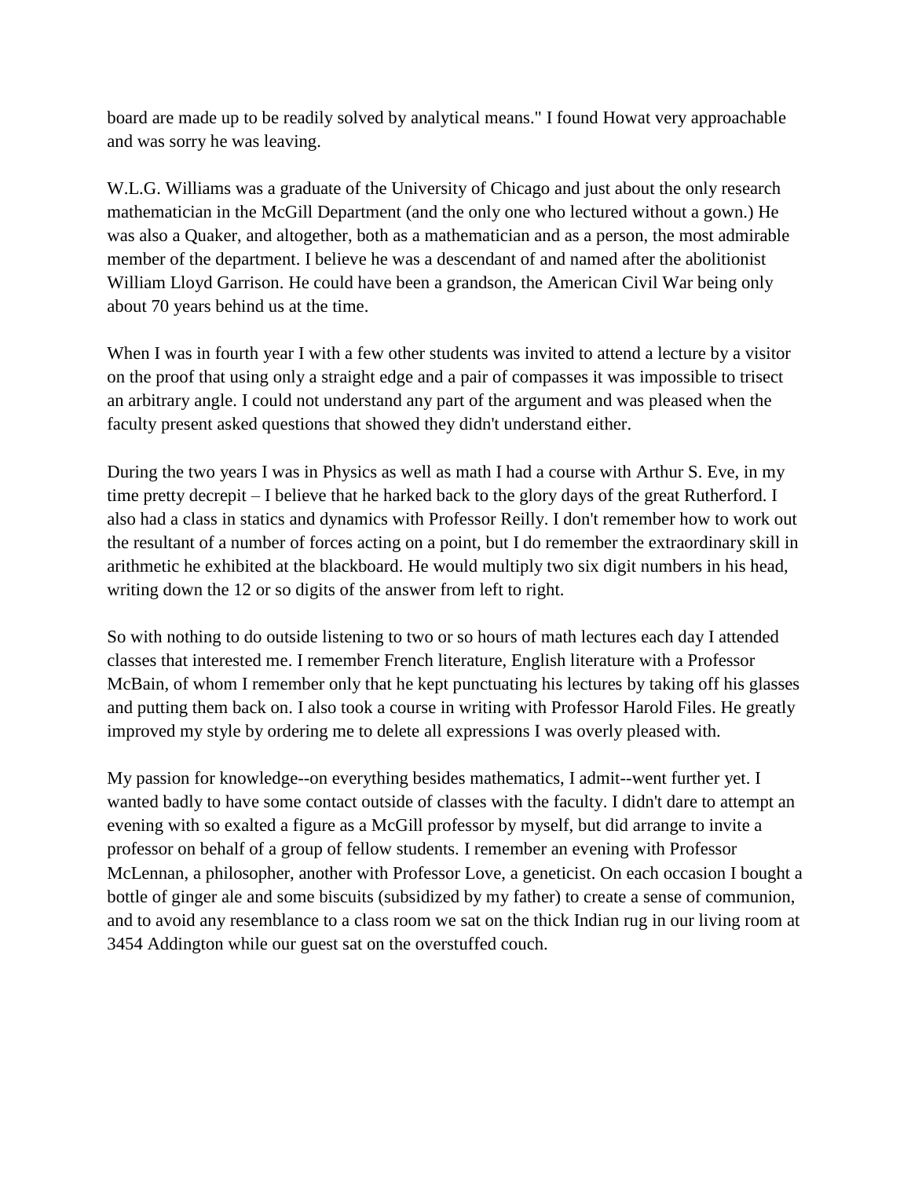board are made up to be readily solved by analytical means." I found Howat very approachable and was sorry he was leaving.

W.L.G. Williams was a graduate of the University of Chicago and just about the only research mathematician in the McGill Department (and the only one who lectured without a gown.) He was also a Quaker, and altogether, both as a mathematician and as a person, the most admirable member of the department. I believe he was a descendant of and named after the abolitionist William Lloyd Garrison. He could have been a grandson, the American Civil War being only about 70 years behind us at the time.

When I was in fourth year I with a few other students was invited to attend a lecture by a visitor on the proof that using only a straight edge and a pair of compasses it was impossible to trisect an arbitrary angle. I could not understand any part of the argument and was pleased when the faculty present asked questions that showed they didn't understand either.

During the two years I was in Physics as well as math I had a course with Arthur S. Eve, in my time pretty decrepit – I believe that he harked back to the glory days of the great Rutherford. I also had a class in statics and dynamics with Professor Reilly. I don't remember how to work out the resultant of a number of forces acting on a point, but I do remember the extraordinary skill in arithmetic he exhibited at the blackboard. He would multiply two six digit numbers in his head, writing down the 12 or so digits of the answer from left to right.

So with nothing to do outside listening to two or so hours of math lectures each day I attended classes that interested me. I remember French literature, English literature with a Professor McBain, of whom I remember only that he kept punctuating his lectures by taking off his glasses and putting them back on. I also took a course in writing with Professor Harold Files. He greatly improved my style by ordering me to delete all expressions I was overly pleased with.

My passion for knowledge--on everything besides mathematics, I admit--went further yet. I wanted badly to have some contact outside of classes with the faculty. I didn't dare to attempt an evening with so exalted a figure as a McGill professor by myself, but did arrange to invite a professor on behalf of a group of fellow students. I remember an evening with Professor McLennan, a philosopher, another with Professor Love, a geneticist. On each occasion I bought a bottle of ginger ale and some biscuits (subsidized by my father) to create a sense of communion, and to avoid any resemblance to a class room we sat on the thick Indian rug in our living room at 3454 Addington while our guest sat on the overstuffed couch.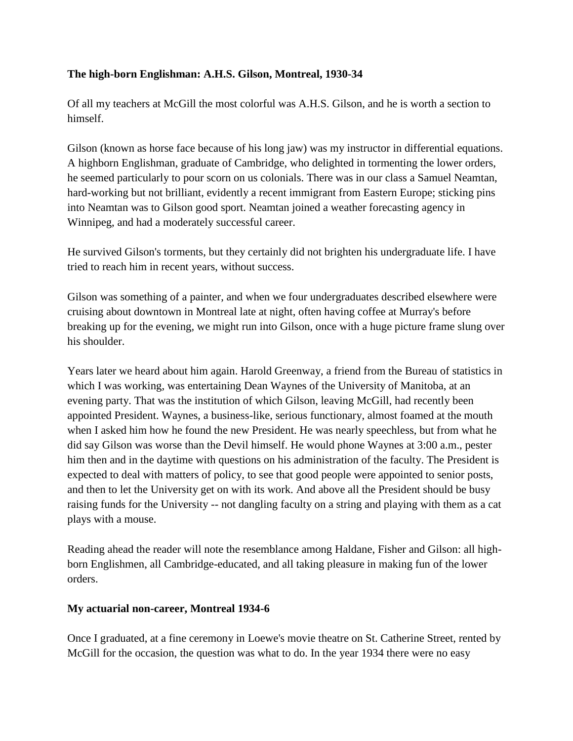**The high-born Englishman: A.H.S. Gilson, Montreal, 1930-34**

Of all my teachers at McGill the most colorful was A.H.S. Gilson, and he is worth a section to himself.

Gilson (known as horse face because of his long jaw) was my instructor in differential equations. A highborn Englishman, graduate of Cambridge, who delighted in tormenting the lower orders, he seemed particularly to pour scorn on us colonials. There was in our class a Samuel Neamtan, hard-working but not brilliant, evidently a recent immigrant from Eastern Europe; sticking pins into Neamtan was to Gilson good sport. Neamtan joined a weather forecasting agency in Winnipeg, and had a moderately successful career.

He survived Gilson's torments, but they certainly did not brighten his undergraduate life. I have tried to reach him in recent years, without success.

Gilson was something of a painter, and when we four undergraduates described elsewhere were cruising about downtown in Montreal late at night, often having coffee at Murray's before breaking up for the evening, we might run into Gilson, once with a huge picture frame slung over his shoulder.

Years later we heard about him again. Harold Greenway, a friend from the Bureau of statistics in which I was working, was entertaining Dean Waynes of the University of Manitoba, at an evening party. That was the institution of which Gilson, leaving McGill, had recently been appointed President. Waynes, a business-like, serious functionary, almost foamed at the mouth when I asked him how he found the new President. He was nearly speechless, but from what he did say Gilson was worse than the Devil himself. He would phone Waynes at 3:00 a.m., pester him then and in the daytime with questions on his administration of the faculty. The President is expected to deal with matters of policy, to see that good people were appointed to senior posts, and then to let the University get on with its work. And above all the President should be busy raising funds for the University -- not dangling faculty on a string and playing with them as a cat plays with a mouse.

Reading ahead the reader will note the resemblance among Haldane, Fisher and Gilson: all high-born Englishmen, all Cambridge-educated, and all taking pleasure in making fun of the lower orders.

**My actuarial non-career, Montreal 1934-6**

Once I graduated, at a fine ceremony in Loewe's movie theatre on St. Catherine Street, rented by McGill for the occasion, the question was what to do. In the year 1934 there were no easy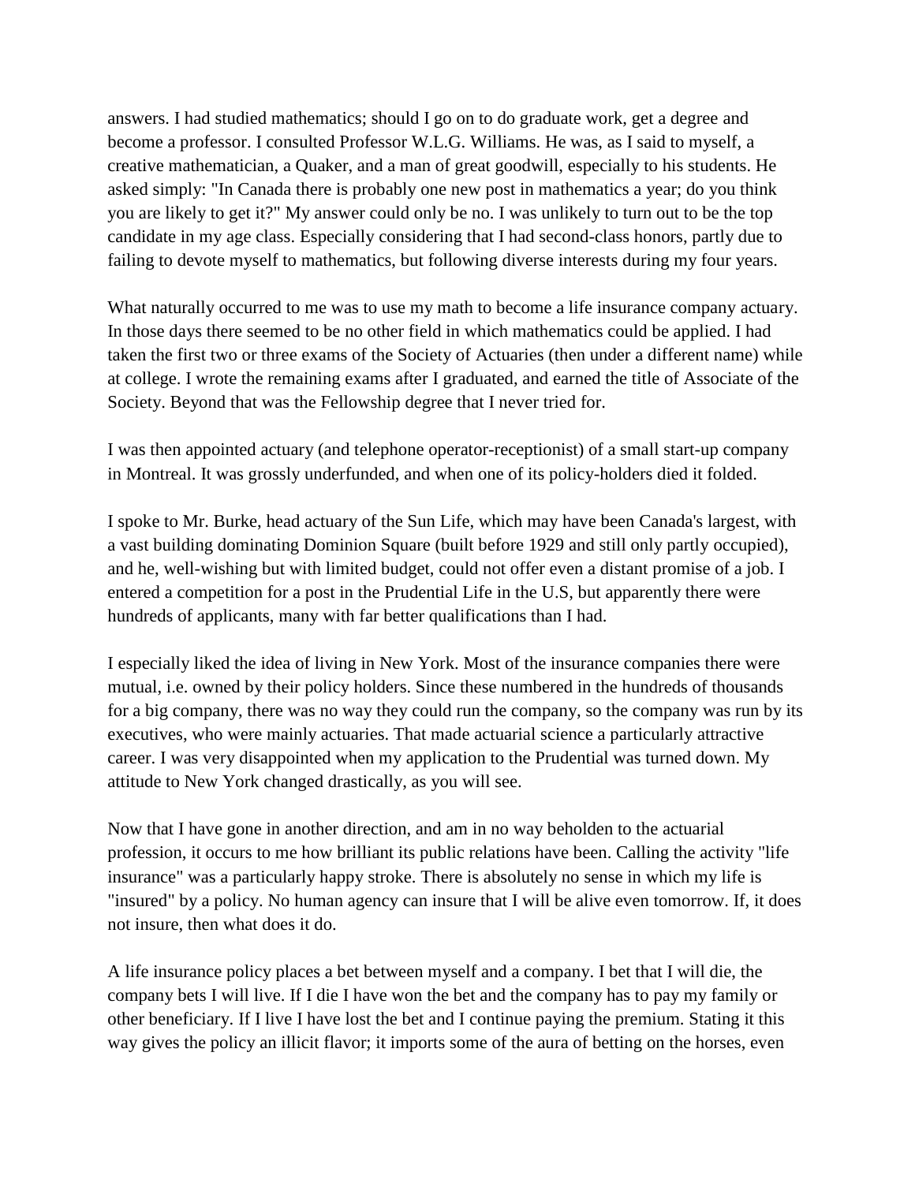answers. I had studied mathematics; should I go on to do graduate work, get a degree and become a professor. I consulted Professor W.L.G. Williams. He was, as I said to myself, a creative mathematician, a Quaker, and a man of great goodwill, especially to his students. He asked simply: "In Canada there is probably one new post in mathematics a year; do you think you are likely to get it?" My answer could only be no. I was unlikely to turn out to be the top candidate in my age class. Especially considering that I had second-class honors, partly due to failing to devote myself to mathematics, but following diverse interests during my four years.

What naturally occurred to me was to use my math to become a life insurance company actuary. In those days there seemed to be no other field in which mathematics could be applied. I had taken the first two or three exams of the Society of Actuaries (then under a different name) while at college. I wrote the remaining exams after I graduated, and earned the title of Associate of the Society. Beyond that was the Fellowship degree that I never tried for.

I was then appointed actuary (and telephone operator-receptionist) of a small start-up company in Montreal. It was grossly underfunded, and when one of its policy-holders died it folded.

I spoke to Mr. Burke, head actuary of the Sun Life, which may have been Canada's largest, with a vast building dominating Dominion Square (built before 1929 and still only partly occupied), and he, well-wishing but with limited budget, could not offer even a distant promise of a job. I entered a competition for a post in the Prudential Life in the U.S, but apparently there were hundreds of applicants, many with far better qualifications than I had.

I especially liked the idea of living in New York. Most of the insurance companies there were mutual, i.e. owned by their policy holders. Since these numbered in the hundreds of thousands for a big company, there was no way they could run the company, so the company was run by its executives, who were mainly actuaries. That made actuarial science a particularly attractive career. I was very disappointed when my application to the Prudential was turned down. My attitude to New York changed drastically, as you will see.

Now that I have gone in another direction, and am in no way beholden to the actuarial profession, it occurs to me how brilliant its public relations have been. Calling the activity "life insurance" was a particularly happy stroke. There is absolutely no sense in which my life is "insured" by a policy. No human agency can insure that I will be alive even tomorrow. If, it does not insure, then what does it do.

A life insurance policy places a bet between myself and a company. I bet that I will die, the company bets I will live. If I die I have won the bet and the company has to pay my family or other beneficiary. If I live I have lost the bet and I continue paying the premium. Stating it this way gives the policy an illicit flavor; it imports some of the aura of betting on the horses, even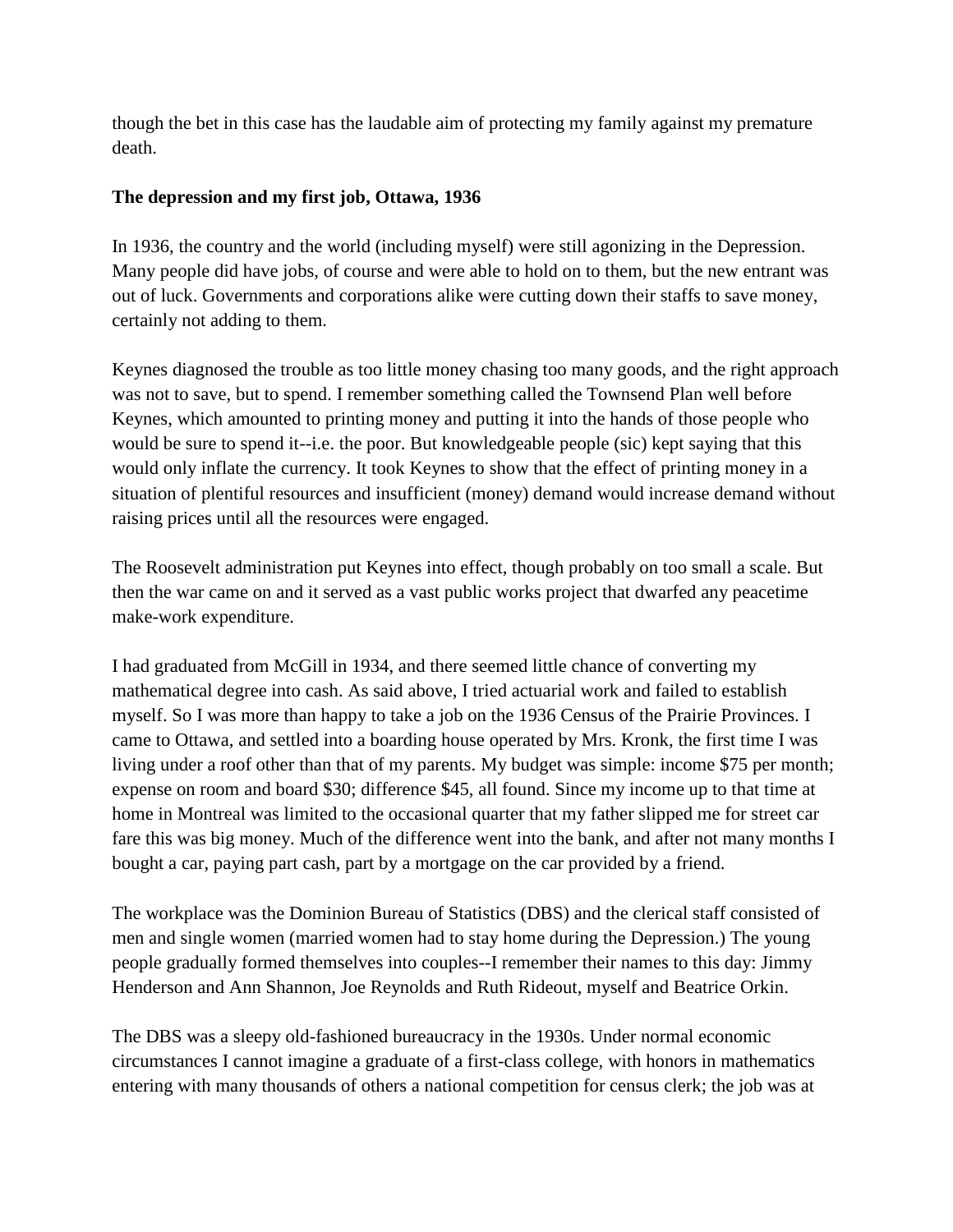though the bet in this case has the laudable aim of protecting my family against my premature death.

**The depression and my first job, Ottawa, 1936**

In 1936, the country and the world (including myself) were still agonizing in the Depression. Many people did have jobs, of course and were able to hold on to them, but the new entrant was out of luck. Governments and corporations alike were cutting down their staffs to save money, certainly not adding to them.

Keynes diagnosed the trouble as too little money chasing too many goods, and the right approach was not to save, but to spend. I remember something called the Townsend Plan well before Keynes, which amounted to printing money and putting it into the hands of those people who would be sure to spend it--i.e. the poor. But knowledgeable people (sic) kept saying that this would only inflate the currency. It took Keynes to show that the effect of printing money in a situation of plentiful resources and insufficient (money) demand would increase demand without raising prices until all the resources were engaged.

The Roosevelt administration put Keynes into effect, though probably on too small a scale. But then the war came on and it served as a vast public works project that dwarfed any peacetime make-work expenditure.

I had graduated from McGill in 1934, and there seemed little chance of converting my mathematical degree into cash. As said above, I tried actuarial work and failed to establish myself. So I was more than happy to take a job on the 1936 Census of the Prairie Provinces. I came to Ottawa, and settled into a boarding house operated by Mrs. Kronk, the first time I was living under a roof other than that of my parents. My budget was simple: income $75 per month; expense on room and board $30; difference $45, all found. Since my income up to that time at home in Montreal was limited to the occasional quarter that my father slipped me for street car fare this was big money. Much of the difference went into the bank, and after not many months I bought a car, paying part cash, part by a mortgage on the car provided by a friend.

The workplace was the Dominion Bureau of Statistics (DBS) and the clerical staff consisted of men and single women (married women had to stay home during the Depression.) The young people gradually formed themselves into couples--I remember their names to this day: Jimmy Henderson and Ann Shannon, Joe Reynolds and Ruth Rideout, myself and Beatrice Orkin.

The DBS was a sleepy old-fashioned bureaucracy in the 1930s. Under normal economic circumstances I cannot imagine a graduate of a first-class college, with honors in mathematics entering with many thousands of others a national competition for census clerk; the job was at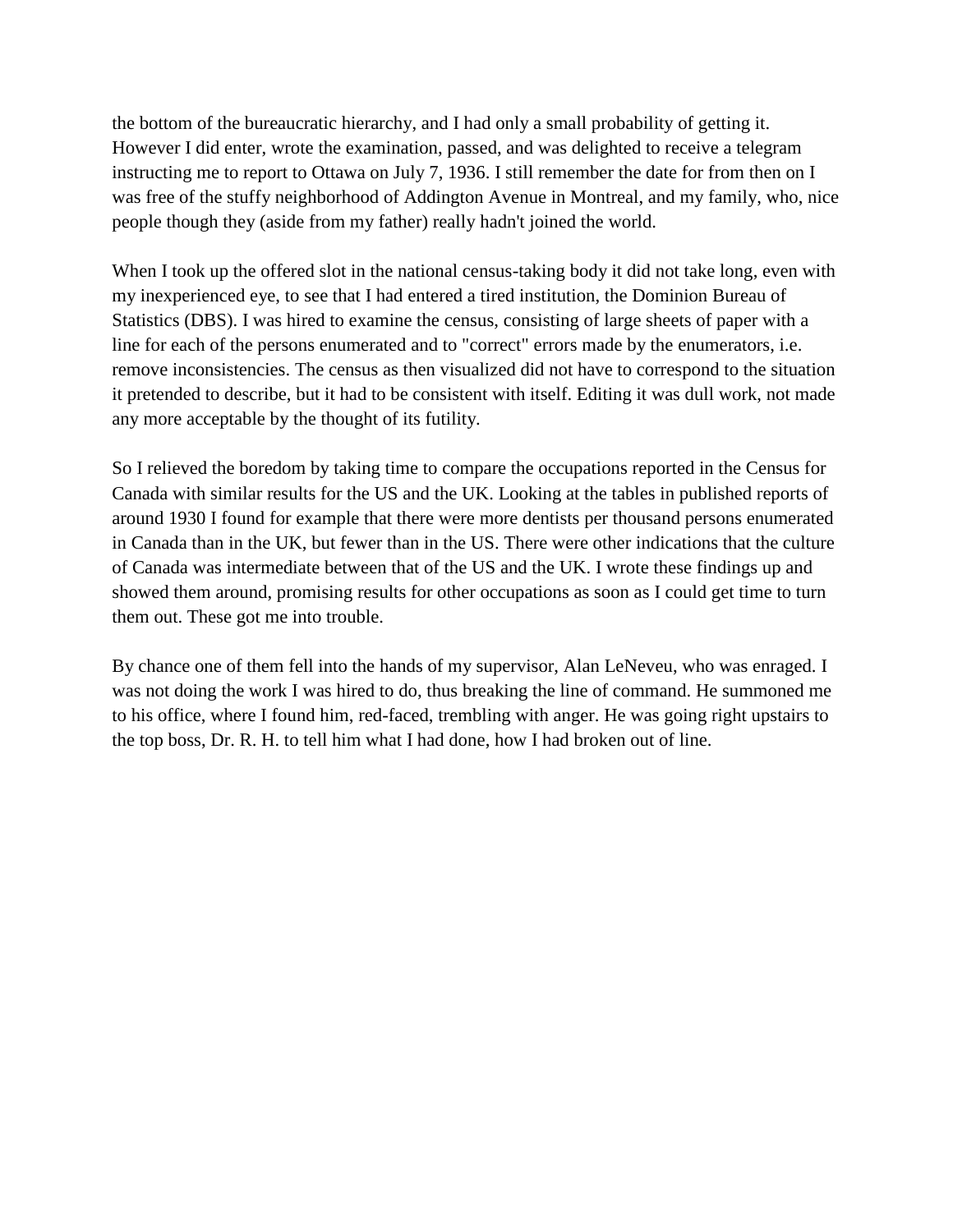the bottom of the bureaucratic hierarchy, and I had only a small probability of getting it. However I did enter, wrote the examination, passed, and was delighted to receive a telegram instructing me to report to Ottawa on July 7, 1936. I still remember the date for from then on I was free of the stuffy neighborhood of Addington Avenue in Montreal, and my family, who, nice people though they (aside from my father) really hadn't joined the world.

When I took up the offered slot in the national census-taking body it did not take long, even with my inexperienced eye, to see that I had entered a tired institution, the Dominion Bureau of Statistics (DBS). I was hired to examine the census, consisting of large sheets of paper with a line for each of the persons enumerated and to "correct" errors made by the enumerators, i.e. remove inconsistencies. The census as then visualized did not have to correspond to the situation it pretended to describe, but it had to be consistent with itself. Editing it was dull work, not made any more acceptable by the thought of its futility.

So I relieved the boredom by taking time to compare the occupations reported in the Census for Canada with similar results for the US and the UK. Looking at the tables in published reports of around 1930 I found for example that there were more dentists per thousand persons enumerated in Canada than in the UK, but fewer than in the US. There were other indications that the culture of Canada was intermediate between that of the US and the UK. I wrote these findings up and showed them around, promising results for other occupations as soon as I could get time to turn them out. These got me into trouble.

By chance one of them fell into the hands of my supervisor, Alan LeNeveu, who was enraged. I was not doing the work I was hired to do, thus breaking the line of command. He summoned me to his office, where I found him, red-faced, trembling with anger. He was going right upstairs to the top boss, Dr. R. H. to tell him what I had done, how I had broken out of line.